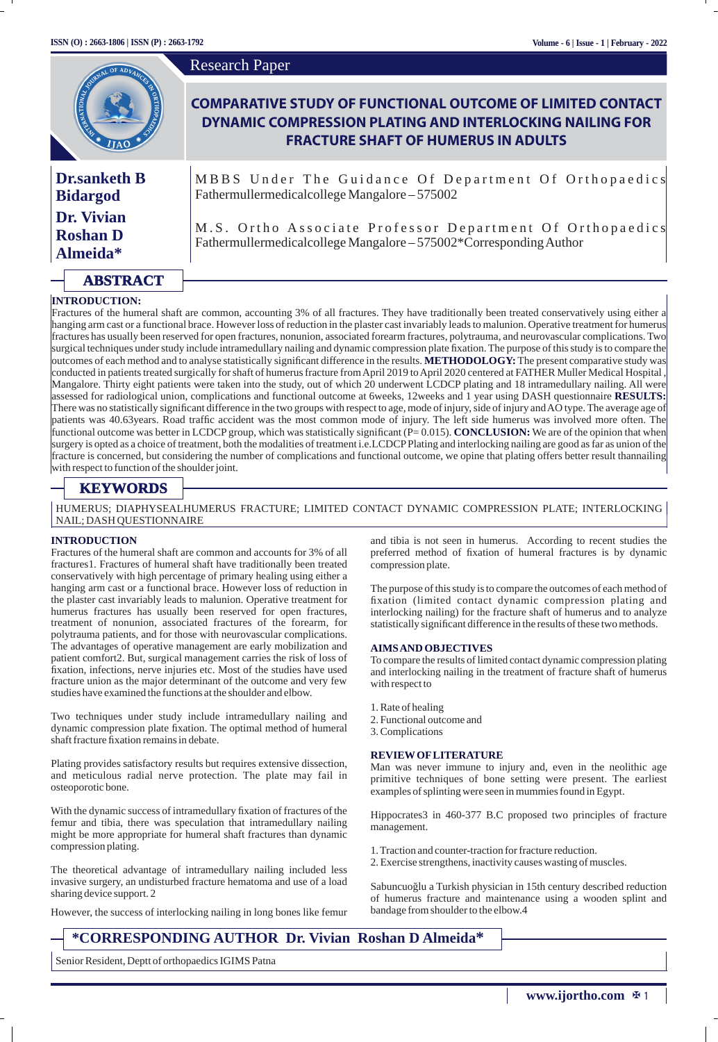Research Paper

# COMPARATIVE STUDY OF FUNCTIONAL OUTCOME OF LIMITED CONTACT DYNAMIC COMPRESSION PLATING AND INTERLOCKING NAILING FOR FRACTURE SHAFT OF HUMERUS IN ADULTS

**Dr.sanketh B Bidargod** — MBBS Under The Guidance Of Department Of Orthopaedics Fathermullermedicalcollege Mangalore – 575002

**Dr. Vivian Roshan D Almeida*** — M.S. Ortho Associate Professor Department Of Orthopaedics Fathermullermedicalcollege Mangalore – 575002*Corresponding Author

## ABSTRACT

**INTRODUCTION:**
Fractures of the humeral shaft are common, accounting 3% of all fractures. They have traditionally been treated conservatively using either a hanging arm cast or a functional brace. However loss of reduction in the plaster cast invariably leads to malunion. Operative treatment for humerus fractures has usually been reserved for open fractures, nonunion, associated forearm fractures, polytrauma, and neurovascular complications. Two surgical techniques under study include intramedullary nailing and dynamic compression plate fixation. The purpose of this study is to compare the outcomes of each method and to analyse statistically significant difference in the results. **METHODOLOGY:** The present comparative study was conducted in patients treated surgically for shaft of humerus fracture from April 2019 to April 2020 centered at FATHER Muller Medical Hospital , Mangalore. Thirty eight patients were taken into the study, out of which 20 underwent LCDCP plating and 18 intramedullary nailing. All were assessed for radiological union, complications and functional outcome at 6weeks, 12weeks and 1 year using DASH questionnaire **RESULTS:** There was no statistically significant difference in the two groups with respect to age, mode of injury, side of injury and AO type. The average age of patients was 40.63years. Road traffic accident was the most common mode of injury. The left side humerus was involved more often. The functional outcome was better in LCDCP group, which was statistically significant (P= 0.015). **CONCLUSION:** We are of the opinion that when surgery is opted as a choice of treatment, both the modalities of treatment i.e.LCDCP Plating and interlocking nailing are good as far as union of the fracture is concerned, but considering the number of complications and functional outcome, we opine that plating offers better result thannailing with respect to function of the shoulder joint.

## KEYWORDS

HUMERUS; DIAPHYSEALHUMERUS FRACTURE; LIMITED CONTACT DYNAMIC COMPRESSION PLATE; INTERLOCKING NAIL; DASH QUESTIONNAIRE

## INTRODUCTION

Fractures of the humeral shaft are common and accounts for 3% of all fractures1. Fractures of humeral shaft have traditionally been treated conservatively with high percentage of primary healing using either a hanging arm cast or a functional brace. However loss of reduction in the plaster cast invariably leads to malunion. Operative treatment for humerus fractures has usually been reserved for open fractures, treatment of nonunion, associated fractures of the forearm, for polytrauma patients, and for those with neurovascular complications. The advantages of operative management are early mobilization and patient comfort2. But, surgical management carries the risk of loss of fixation, infections, nerve injuries etc. Most of the studies have used fracture union as the major determinant of the outcome and very few studies have examined the functions at the shoulder and elbow.

Two techniques under study include intramedullary nailing and dynamic compression plate fixation. The optimal method of humeral shaft fracture fixation remains in debate.

Plating provides satisfactory results but requires extensive dissection, and meticulous radial nerve protection. The plate may fail in osteoporotic bone.

With the dynamic success of intramedullary fixation of fractures of the femur and tibia, there was speculation that intramedullary nailing might be more appropriate for humeral shaft fractures than dynamic compression plating.

The theoretical advantage of intramedullary nailing included less invasive surgery, an undisturbed fracture hematoma and use of a load sharing device support. 2

However, the success of interlocking nailing in long bones like femur and tibia is not seen in humerus. According to recent studies the preferred method of fixation of humeral fractures is by dynamic compression plate.

The purpose of this study is to compare the outcomes of each method of fixation (limited contact dynamic compression plating and interlocking nailing) for the fracture shaft of humerus and to analyze statistically significant difference in the results of these two methods.

## AIMS AND OBJECTIVES

To compare the results of limited contact dynamic compression plating and interlocking nailing in the treatment of fracture shaft of humerus with respect to

1. Rate of healing
2. Functional outcome and
3. Complications

## REVIEW OF LITERATURE

Man was never immune to injury and, even in the neolithic age primitive techniques of bone setting were present. The earliest examples of splinting were seen in mummies found in Egypt.

Hippocrates3 in 460-377 B.C proposed two principles of fracture management.

1. Traction and counter-traction for fracture reduction.
2. Exercise strengthens, inactivity causes wasting of muscles.

Sabuncuoğlu a Turkish physician in 15th century described reduction of humerus fracture and maintenance using a wooden splint and bandage from shoulder to the elbow.4

**\*CORRESPONDING AUTHOR Dr. Vivian Roshan D Almeida***

Senior Resident, Deptt of orthopaedics IGIMS Patna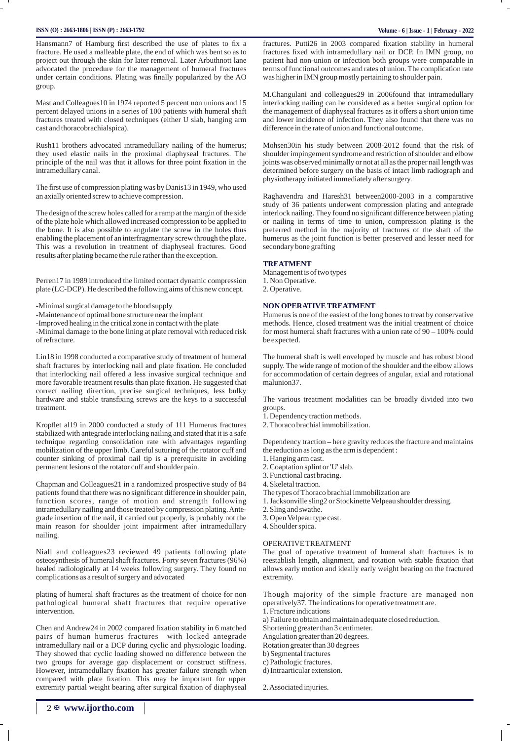Hansmann[7] of Hamburg first described the use of plates to fix a fracture. He used a malleable plate, the end of which was bent so as to project out through the skin for later removal. Later Arbuthnott lane advocated the procedure for the management of humeral fractures under certain conditions. Plating was finally popularized by the AO group.

Mast and Colleagues[10] in 1974 reported 5 percent non unions and 15 percent delayed unions in a series of 100 patients with humeral shaft fractures treated with closed techniques (either U slab, hanging arm cast and thoracobrachialspica).

Rush[11] brothers advocated intramedullary nailing of the humerus; they used elastic nails in the proximal diaphyseal fractures. The principle of the nail was that it allows for three point fixation in the intramedullary canal.

The first use of compression plating was by Danis[13] in 1949, who used an axially oriented screw to achieve compression.

The design of the screw holes called for a ramp at the margin of the side of the plate hole which allowed increased compression to be applied to the bone. It is also possible to angulate the screw in the holes thus enabling the placement of an interfragmentary screw through the plate. This was a revolution in treatment of diaphyseal fractures. Good results after plating became the rule rather than the exception.

Perren[17] in 1989 introduced the limited contact dynamic compression plate (LC-DCP). He described the following aims of this new concept.

- Minimal surgical damage to the blood supply
- Maintenance of optimal bone structure near the implant
- Improved healing in the critical zone in contact with the plate
- Minimal damage to the bone lining at plate removal with reduced risk of refracture.

Lin[18] in 1998 conducted a comparative study of treatment of humeral shaft fractures by interlocking nail and plate fixation. He concluded that interlocking nail offered a less invasive surgical technique and more favorable treatment results than plate fixation. He suggested that correct nailing direction, precise surgical techniques, less bulky hardware and stable transfixing screws are the keys to a successful treatment.

Kropflet al[19] in 2000 conducted a study of 111 Humerus fractures stabilized with antegrade interlocking nailing and stated that it is a safe technique regarding consolidation rate with advantages regarding mobilization of the upper limb. Careful suturing of the rotator cuff and counter sinking of proximal nail tip is a prerequisite in avoiding permanent lesions of the rotator cuff and shoulder pain.

Chapman and Colleagues[21] in a randomized prospective study of 84 patients found that there was no significant difference in shoulder pain, function scores, range of motion and strength following intramedullary nailing and those treated by compression plating. Antegrade insertion of the nail, if carried out properly, is probably not the main reason for shoulder joint impairment after intramedullary nailing.

Niall and colleagues[23] reviewed 49 patients following plate osteosynthesis of humeral shaft fractures. Forty seven fractures (96%) healed radiologically at 14 weeks following surgery. They found no complications as a result of surgery and advocated

plating of humeral shaft fractures as the treatment of choice for non pathological humeral shaft fractures that require operative intervention.

Chen and Andrew[24] in 2002 compared fixation stability in 6 matched pairs of human humerus fractures with locked antegrade intramedullary nail or a DCP during cyclic and physiologic loading. They showed that cyclic loading showed no difference between the two groups for average gap displacement or construct stiffness. However, intramedullary fixation has greater failure strength when compared with plate fixation. This may be important for upper extremity partial weight bearing after surgical fixation of diaphyseal fractures. Putti[26] in 2003 compared fixation stability in humeral fractures fixed with intramedullary nail or DCP. In IMN group, no patient had non-union or infection both groups were comparable in terms of functional outcomes and rates of union. The complication rate was higher in IMN group mostly pertaining to shoulder pain.

M.Changulani and colleagues[29] in 2006found that intramedullary interlocking nailing can be considered as a better surgical option for the management of diaphyseal fractures as it offers a short union time and lower incidence of infection. They also found that there was no difference in the rate of union and functional outcome.

Mohsen[30]in his study between 2008-2012 found that the risk of shoulder impingement syndrome and restriction of shoulder and elbow joints was observed minimally or not at all as the proper nail length was determined before surgery on the basis of intact limb radiograph and physiotherapy initiated immediately after surgery.

Raghavendra and Haresh[31] between2000-2003 in a comparative study of 36 patients underwent compression plating and antegrade interlock nailing. They found no significant difference between plating or nailing in terms of time to union, compression plating is the preferred method in the majority of fractures of the shaft of the humerus as the joint function is better preserved and lesser need for secondary bone grafting

## TREATMENT

Management is of two types

1. Non Operative.
2. Operative.

## NON OPERATIVE TREATMENT

Humerus is one of the easiest of the long bones to treat by conservative methods. Hence, closed treatment was the initial treatment of choice for most humeral shaft fractures with a union rate of 90 – 100% could be expected.

The humeral shaft is well enveloped by muscle and has robust blood supply. The wide range of motion of the shoulder and the elbow allows for accommodation of certain degrees of angular, axial and rotational malunion[37].

The various treatment modalities can be broadly divided into two groups.

1. Dependency traction methods.
2. Thoraco brachial immobilization.

Dependency traction – here gravity reduces the fracture and maintains the reduction as long as the arm is dependent :

1. Hanging arm cast.
2. Coaptation splint or 'U' slab.
3. Functional cast bracing.
4. Skeletal traction.

The types of Thoraco brachial immobilization are

1. Jacksonville sling2 or Stockinette Velpeau shoulder dressing.
2. Sling and swathe.
3. Open Velpeau type cast.
4. Shoulder spica.

## OPERATIVE TREATMENT

The goal of operative treatment of humeral shaft fractures is to reestablish length, alignment, and rotation with stable fixation that allows early motion and ideally early weight bearing on the fractured extremity.

Though majority of the simple fracture are managed non operatively[37]. The indications for operative treatment are.

1. Fracture indications

a) Failure to obtain and maintain adequate closed reduction.

Shortening greater than 3 centimeter.

Angulation greater than 20 degrees.

Rotation greater than 30 degrees

b) Segmental fractures

c) Pathologic fractures.

d) Intraarticular extension.

2. Associated injuries.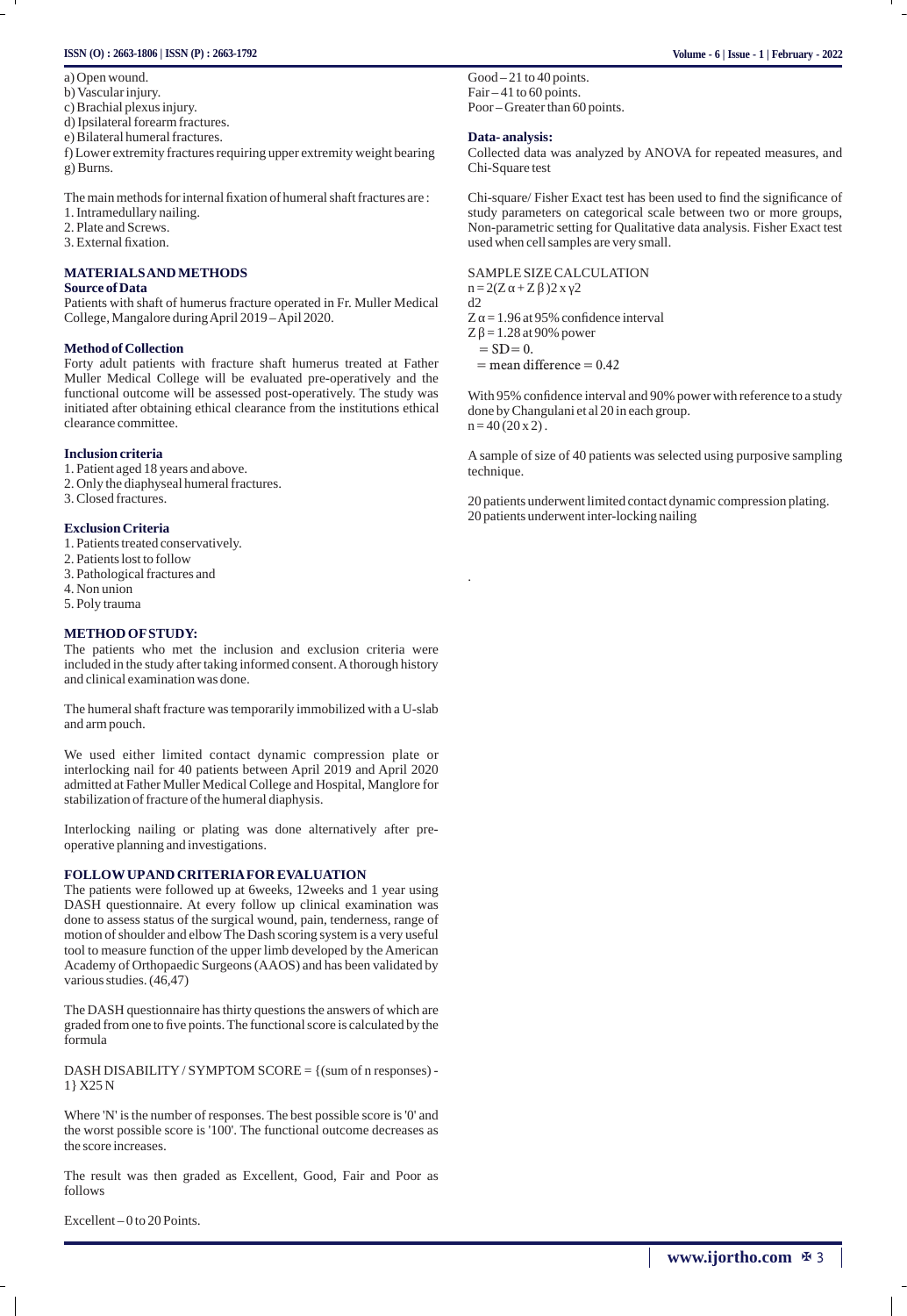a) Open wound.
b) Vascular injury.
c) Brachial plexus injury.
d) Ipsilateral forearm fractures.
e) Bilateral humeral fractures.
f) Lower extremity fractures requiring upper extremity weight bearing
g) Burns.

The main methods for internal fixation of humeral shaft fractures are :
1. Intramedullary nailing.
2. Plate and Screws.
3. External fixation.

## MATERIALS AND METHODS

### Source of Data

Patients with shaft of humerus fracture operated in Fr. Muller Medical College, Mangalore during April 2019 – Apil 2020.

### Method of Collection

Forty adult patients with fracture shaft humerus treated at Father Muller Medical College will be evaluated pre-operatively and the functional outcome will be assessed post-operatively. The study was initiated after obtaining ethical clearance from the institutions ethical clearance committee.

### Inclusion criteria

1. Patient aged 18 years and above.
2. Only the diaphyseal humeral fractures.
3. Closed fractures.

### Exclusion Criteria

1. Patients treated conservatively.
2. Patients lost to follow
3. Pathological fractures and
4. Non union
5. Poly trauma

### METHOD OF STUDY:

The patients who met the inclusion and exclusion criteria were included in the study after taking informed consent. A thorough history and clinical examination was done.

The humeral shaft fracture was temporarily immobilized with a U-slab and arm pouch.

We used either limited contact dynamic compression plate or interlocking nail for 40 patients between April 2019 and April 2020 admitted at Father Muller Medical College and Hospital, Manglore for stabilization of fracture of the humeral diaphysis.

Interlocking nailing or plating was done alternatively after pre-operative planning and investigations.

### FOLLOW UP AND CRITERIA FOR EVALUATION

The patients were followed up at 6weeks, 12weeks and 1 year using DASH questionnaire. At every follow up clinical examination was done to assess status of the surgical wound, pain, tenderness, range of motion of shoulder and elbow The Dash scoring system is a very useful tool to measure function of the upper limb developed by the American Academy of Orthopaedic Surgeons (AAOS) and has been validated by various studies. (46,47)

The DASH questionnaire has thirty questions the answers of which are graded from one to five points. The functional score is calculated by the formula

DASH DISABILITY / SYMPTOM SCORE = {(sum of n responses) - 1} X25 N

Where 'N' is the number of responses. The best possible score is '0' and the worst possible score is '100'. The functional outcome decreases as the score increases.

The result was then graded as Excellent, Good, Fair and Poor as follows

Excellent – 0 to 20 Points.
Good – 21 to 40 points.
Fair – 41 to 60 points.
Poor – Greater than 60 points.

### Data- analysis:

Collected data was analyzed by ANOVA for repeated measures, and Chi-Square test

Chi-square/ Fisher Exact test has been used to find the significance of study parameters on categorical scale between two or more groups, Non-parametric setting for Qualitative data analysis. Fisher Exact test used when cell samples are very small.

SAMPLE SIZE CALCULATION

$n = 2(Z\alpha + Z\beta)2 \times \gamma 2$

d2

$Z\alpha = 1.96$ at 95% confidence interval

$Z\beta = 1.28$ at 90% power

= SD = 0.

= mean difference = 0.42

With 95% confidence interval and 90% power with reference to a study done by Changulani et al 20 in each group.

$n = 40 (20 \times 2)$.

A sample of size of 40 patients was selected using purposive sampling technique.

20 patients underwent limited contact dynamic compression plating.
20 patients underwent inter-locking nailing